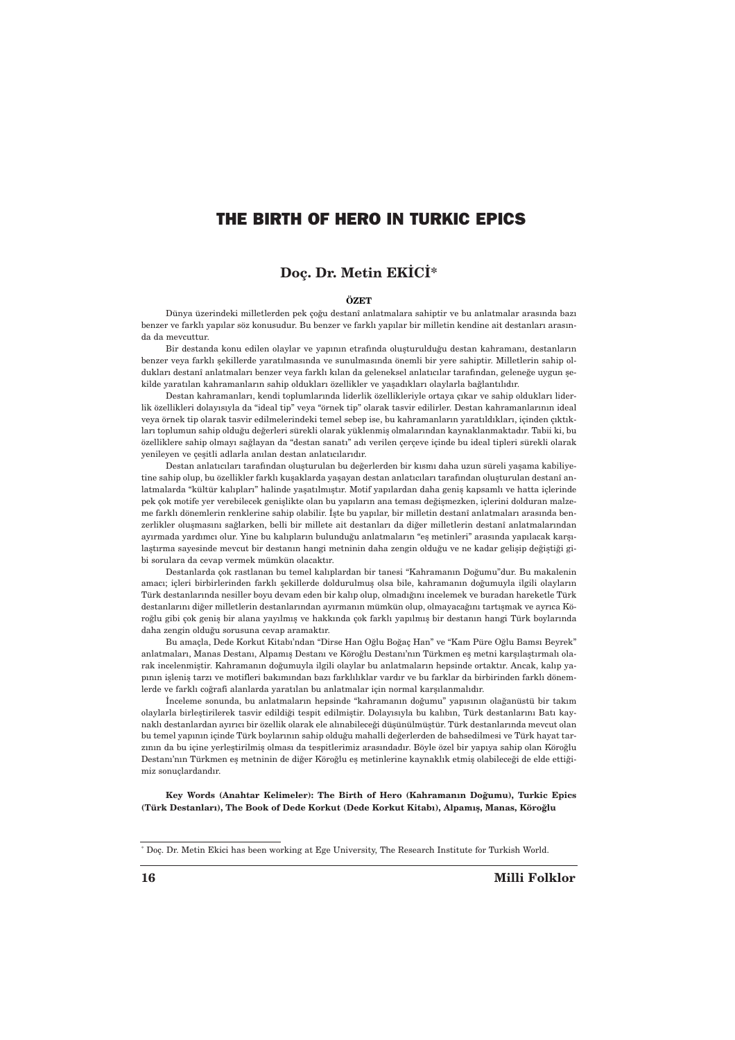# THE BIRTH OF HERO IN TURKIC EPICS

## Doç. Dr. Metin EKİCİ*

**ÖZET**

Dünya üzerindeki milletlerden pek çoğu destanî anlatmalara sahiptir ve bu anlatmalar arasında bazı benzer ve farklı yapılar söz konusudur. Bu benzer ve farklı yapılar bir milletin kendine ait destanları arasında da mevcuttur.

Bir destanda konu edilen olaylar ve yapının etrafında oluşturulduğu destan kahramanı, destanların benzer veya farklı şekillerde yaratılmasında ve sunulmasında önemli bir yere sahiptir. Milletlerin sahip oldukları destanî anlatmaları benzer veya farklı kılan da geleneksel anlatıcılar tarafından, geleneğe uygun şekilde yaratılan kahramanların sahip oldukları özellikler ve yaşadıkları olaylarla bağlantılıdır.

Destan kahramanları, kendi toplumlarında liderlik özellikleriyle ortaya çıkar ve sahip oldukları liderlik özellikleri dolayısıyla da "ideal tip" veya "örnek tip" olarak tasvir edilirler. Destan kahramanlarının ideal veya örnek tip olarak tasvir edilmelerindeki temel sebep ise, bu kahramanların yaratıldıkları, içinden çıktıkları toplumun sahip olduğu değerleri sürekli olarak yüklenmiş olmalarından kaynaklanmaktadır. Tabii ki, bu özelliklere sahip olmayı sağlayan da "destan sanatı" adı verilen çerçeve içinde bu ideal tipleri sürekli olarak yenileyen ve çeşitli adlarla anılan destan anlatıcılarıdır.

Destan anlatıcıları tarafından oluşturulan bu değerlerden bir kısmı daha uzun süreli yaşama kabiliyetine sahip olup, bu özellikler farklı kuşaklarda yaşayan destan anlatıcıları tarafından oluşturulan destanî anlatmalarda "kültür kalıpları" halinde yaşatılmıştır. Motif yapılardan daha geniş kapsamlı ve hatta içlerinde pek çok motife yer verebilecek genişlikte olan bu yapıların ana teması değişmezken, içlerini dolduran malzeme farklı dönemlerin renklerine sahip olabilir. İşte bu yapılar, bir milletin destanî anlatmaları arasında benzerlikler oluşmasını sağlarken, belli bir millete ait destanları da diğer milletlerin destanî anlatmalarından ayırmada yardımcı olur. Yine bu kalıpların bulunduğu anlatmaların "eş metinleri" arasında yapılacak karşılaştırma sayesinde mevcut bir destanın hangi metninin daha zengin olduğu ve ne kadar gelişip değiştiği gibi sorulara da cevap vermek mümkün olacaktır.

Destanlarda çok rastlanan bu temel kalıplardan bir tanesi "Kahramanın Doğumu"dur. Bu makalenin amacı; içleri birbirlerinden farklı şekillerde doldurulmuş olsa bile, kahramanın doğumuyla ilgili olayların Türk destanlarında nesiller boyu devam eden bir kalıp olup, olmadığını incelemek ve buradan hareketle Türk destanlarını diğer milletlerin destanlarından ayırmanın mümkün olup, olmayacağını tartışmak ve ayrıca Köroğlu gibi çok geniş bir alana yayılmış ve hakkında çok farklı yapılmış bir destanın hangi Türk boylarında daha zengin olduğu sorusuna cevap aramaktır.

Bu amaçla, Dede Korkut Kitabı'ndan "Dirse Han Oğlu Boğaç Han" ve "Kam Püre Oğlu Bamsı Beyrek" anlatmaları, Manas Destanı, Alpamış Destanı ve Köroğlu Destanı'nın Türkmen eş metni karşılaştırmalı olarak incelenmiştir. Kahramanın doğumuyla ilgili olaylar bu anlatmaların hepsinde ortaktır. Ancak, kalıp yapının işleniş tarzı ve motifleri bakımından bazı farklılıklar vardır ve bu farklar da birbirinden farklı dönemlerde ve farklı coğrafi alanlarda yaratılan bu anlatmalar için normal karşılanmalıdır.

İnceleme sonunda, bu anlatmaların hepsinde "kahramanın doğumu" yapısının olağanüstü bir takım olaylarla birleştirilerek tasvir edildiği tespit edilmiştir. Dolayısıyla bu kalıbın, Türk destanlarını Batı kaynaklı destanlardan ayırıcı bir özellik olarak ele alınabileceği düşünülmüştür. Türk destanlarında mevcut olan bu temel yapının içinde Türk boylarının sahip olduğu mahalli değerlerden de bahsedilmesi ve Türk hayat tarzının da bu içine yerleştirilmiş olması da tespitlerimiz arasındadır. Böyle özel bir yapıya sahip olan Köroğlu Destanı'nın Türkmen eş metninin de diğer Köroğlu eş metinlerine kaynaklık etmiş olabileceği de elde ettiğimiz sonuçlardandır.

**Key Words (Anahtar Kelimeler): The Birth of Hero (Kahramanın Doğumu), Turkic Epics (Türk Destanları), The Book of Dede Korkut (Dede Korkut Kitabı), Alpamış, Manas, Köroğlu**

---

* Doç. Dr. Metin Ekici has been working at Ege University, The Research Institute for Turkish World.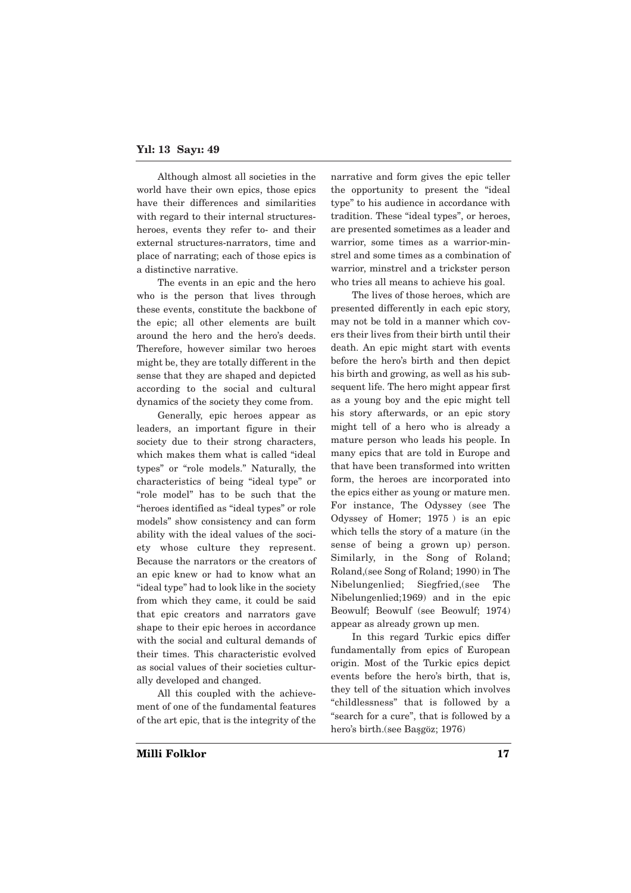Although almost all societies in the world have their own epics, those epics have their differences and similarities with regard to their internal structures-heroes, events they refer to- and their external structures-narrators, time and place of narrating; each of those epics is a distinctive narrative.

The events in an epic and the hero who is the person that lives through these events, constitute the backbone of the epic; all other elements are built around the hero and the hero's deeds. Therefore, however similar two heroes might be, they are totally different in the sense that they are shaped and depicted according to the social and cultural dynamics of the society they come from.

Generally, epic heroes appear as leaders, an important figure in their society due to their strong characters, which makes them what is called "ideal types" or "role models." Naturally, the characteristics of being "ideal type" or "role model" has to be such that the "heroes identified as "ideal types" or role models" show consistency and can form ability with the ideal values of the society whose culture they represent. Because the narrators or the creators of an epic knew or had to know what an "ideal type" had to look like in the society from which they came, it could be said that epic creators and narrators gave shape to their epic heroes in accordance with the social and cultural demands of their times. This characteristic evolved as social values of their societies culturally developed and changed.

All this coupled with the achievement of one of the fundamental features of the art epic, that is the integrity of the narrative and form gives the epic teller the opportunity to present the "ideal type" to his audience in accordance with tradition. These "ideal types", or heroes, are presented sometimes as a leader and warrior, some times as a warrior-minstrel and some times as a combination of warrior, minstrel and a trickster person who tries all means to achieve his goal.

The lives of those heroes, which are presented differently in each epic story, may not be told in a manner which covers their lives from their birth until their death. An epic might start with events before the hero's birth and then depict his birth and growing, as well as his subsequent life. The hero might appear first as a young boy and the epic might tell his story afterwards, or an epic story might tell of a hero who is already a mature person who leads his people. In many epics that are told in Europe and that have been transformed into written form, the heroes are incorporated into the epics either as young or mature men. For instance, The Odyssey (see The Odyssey of Homer; 1975 ) is an epic which tells the story of a mature (in the sense of being a grown up) person. Similarly, in the Song of Roland; Roland,(see Song of Roland; 1990) in The Nibelungenlied; Siegfried,(see The Nibelungenlied;1969) and in the epic Beowulf; Beowulf (see Beowulf; 1974) appear as already grown up men.

In this regard Turkic epics differ fundamentally from epics of European origin. Most of the Turkic epics depict events before the hero's birth, that is, they tell of the situation which involves "childlessness" that is followed by a "search for a cure", that is followed by a hero's birth.(see Başgöz; 1976)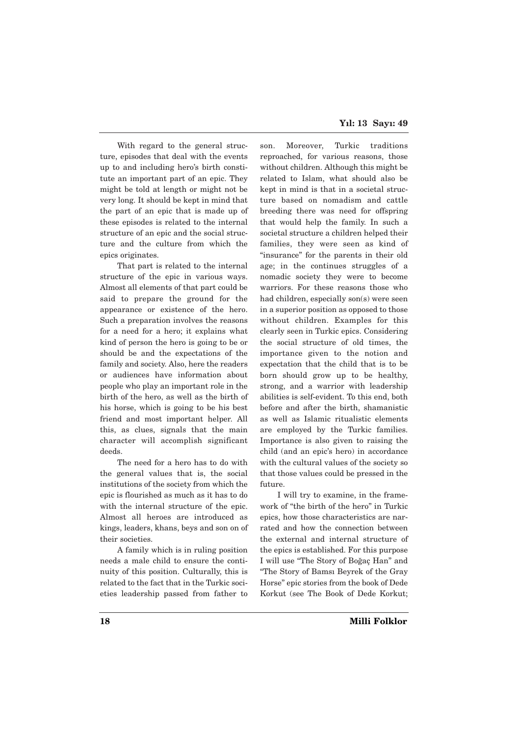With regard to the general structure, episodes that deal with the events up to and including hero's birth constitute an important part of an epic. They might be told at length or might not be very long. It should be kept in mind that the part of an epic that is made up of these episodes is related to the internal structure of an epic and the social structure and the culture from which the epics originates.

That part is related to the internal structure of the epic in various ways. Almost all elements of that part could be said to prepare the ground for the appearance or existence of the hero. Such a preparation involves the reasons for a need for a hero; it explains what kind of person the hero is going to be or should be and the expectations of the family and society. Also, here the readers or audiences have information about people who play an important role in the birth of the hero, as well as the birth of his horse, which is going to be his best friend and most important helper. All this, as clues, signals that the main character will accomplish significant deeds.

The need for a hero has to do with the general values that is, the social institutions of the society from which the epic is flourished as much as it has to do with the internal structure of the epic. Almost all heroes are introduced as kings, leaders, khans, beys and son on of their societies.

A family which is in ruling position needs a male child to ensure the continuity of this position. Culturally, this is related to the fact that in the Turkic societies leadership passed from father to son. Moreover, Turkic traditions reproached, for various reasons, those without children. Although this might be related to Islam, what should also be kept in mind is that in a societal structure based on nomadism and cattle breeding there was need for offspring that would help the family. In such a societal structure a children helped their families, they were seen as kind of "insurance" for the parents in their old age; in the continues struggles of a nomadic society they were to become warriors. For these reasons those who had children, especially son(s) were seen in a superior position as opposed to those without children. Examples for this clearly seen in Turkic epics. Considering the social structure of old times, the importance given to the notion and expectation that the child that is to be born should grow up to be healthy, strong, and a warrior with leadership abilities is self-evident. To this end, both before and after the birth, shamanistic as well as Islamic ritualistic elements are employed by the Turkic families. Importance is also given to raising the child (and an epic's hero) in accordance with the cultural values of the society so that those values could be pressed in the future.

I will try to examine, in the framework of "the birth of the hero" in Turkic epics, how those characteristics are narrated and how the connection between the external and internal structure of the epics is established. For this purpose I will use "The Story of Boğaç Han" and "The Story of Bamsı Beyrek of the Gray Horse" epic stories from the book of Dede Korkut (see The Book of Dede Korkut;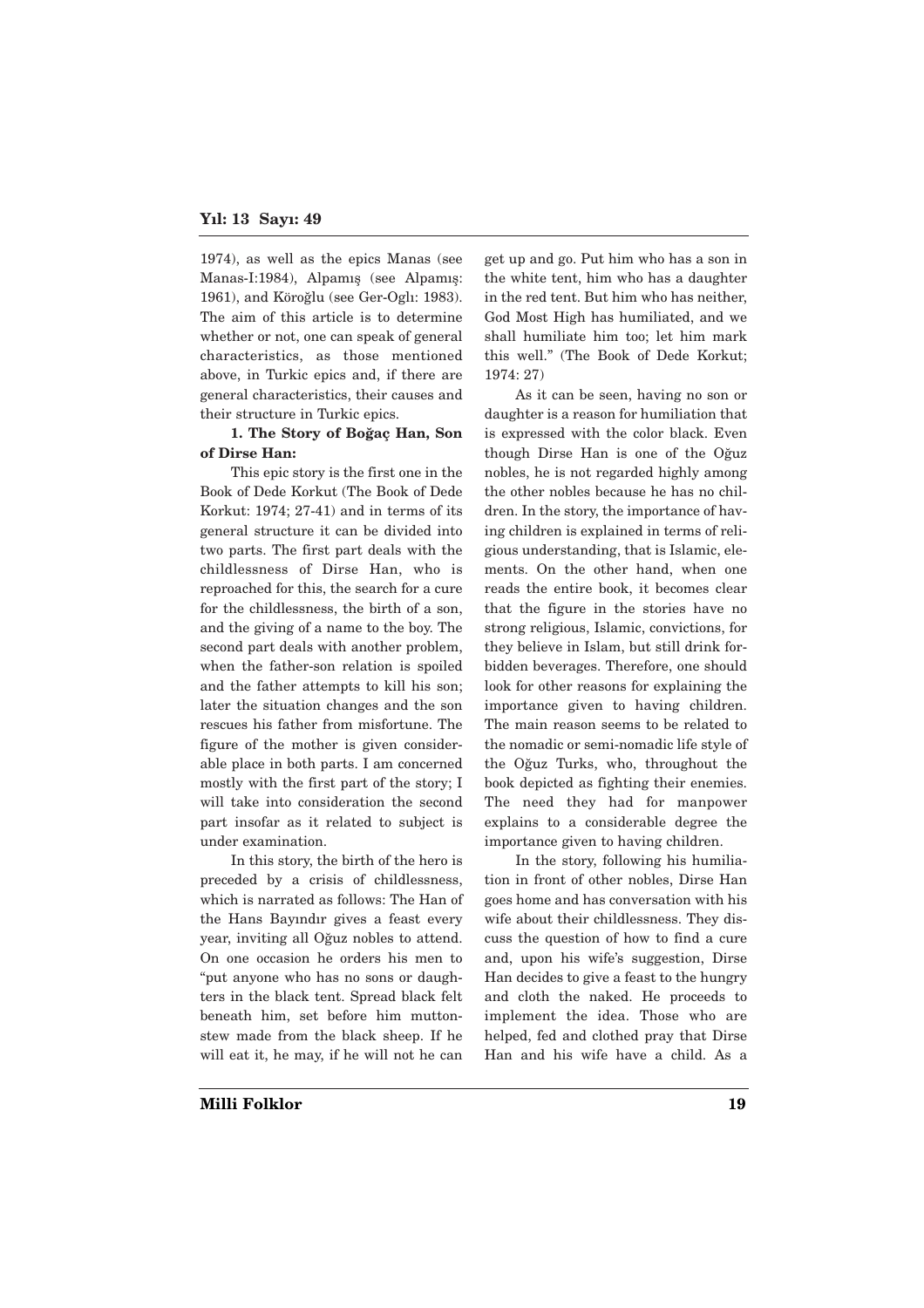1974), as well as the epics Manas (see Manas-I:1984), Alpamış (see Alpamış: 1961), and Köroğlu (see Ger-Oglı: 1983). The aim of this article is to determine whether or not, one can speak of general characteristics, as those mentioned above, in Turkic epics and, if there are general characteristics, their causes and their structure in Turkic epics.

**1. The Story of Boğaç Han, Son of Dirse Han:**

This epic story is the first one in the Book of Dede Korkut (The Book of Dede Korkut: 1974; 27-41) and in terms of its general structure it can be divided into two parts. The first part deals with the childlessness of Dirse Han, who is reproached for this, the search for a cure for the childlessness, the birth of a son, and the giving of a name to the boy. The second part deals with another problem, when the father-son relation is spoiled and the father attempts to kill his son; later the situation changes and the son rescues his father from misfortune. The figure of the mother is given considerable place in both parts. I am concerned mostly with the first part of the story; I will take into consideration the second part insofar as it related to subject is under examination.

In this story, the birth of the hero is preceded by a crisis of childlessness, which is narrated as follows: The Han of the Hans Bayındır gives a feast every year, inviting all Oğuz nobles to attend. On one occasion he orders his men to "put anyone who has no sons or daughters in the black tent. Spread black felt beneath him, set before him mutton-stew made from the black sheep. If he will eat it, he may, if he will not he can get up and go. Put him who has a son in the white tent, him who has a daughter in the red tent. But him who has neither, God Most High has humiliated, and we shall humiliate him too; let him mark this well." (The Book of Dede Korkut; 1974: 27)

As it can be seen, having no son or daughter is a reason for humiliation that is expressed with the color black. Even though Dirse Han is one of the Oğuz nobles, he is not regarded highly among the other nobles because he has no children. In the story, the importance of having children is explained in terms of religious understanding, that is Islamic, elements. On the other hand, when one reads the entire book, it becomes clear that the figure in the stories have no strong religious, Islamic, convictions, for they believe in Islam, but still drink forbidden beverages. Therefore, one should look for other reasons for explaining the importance given to having children. The main reason seems to be related to the nomadic or semi-nomadic life style of the Oğuz Turks, who, throughout the book depicted as fighting their enemies. The need they had for manpower explains to a considerable degree the importance given to having children.

In the story, following his humiliation in front of other nobles, Dirse Han goes home and has conversation with his wife about their childlessness. They discuss the question of how to find a cure and, upon his wife's suggestion, Dirse Han decides to give a feast to the hungry and cloth the naked. He proceeds to implement the idea. Those who are helped, fed and clothed pray that Dirse Han and his wife have a child. As a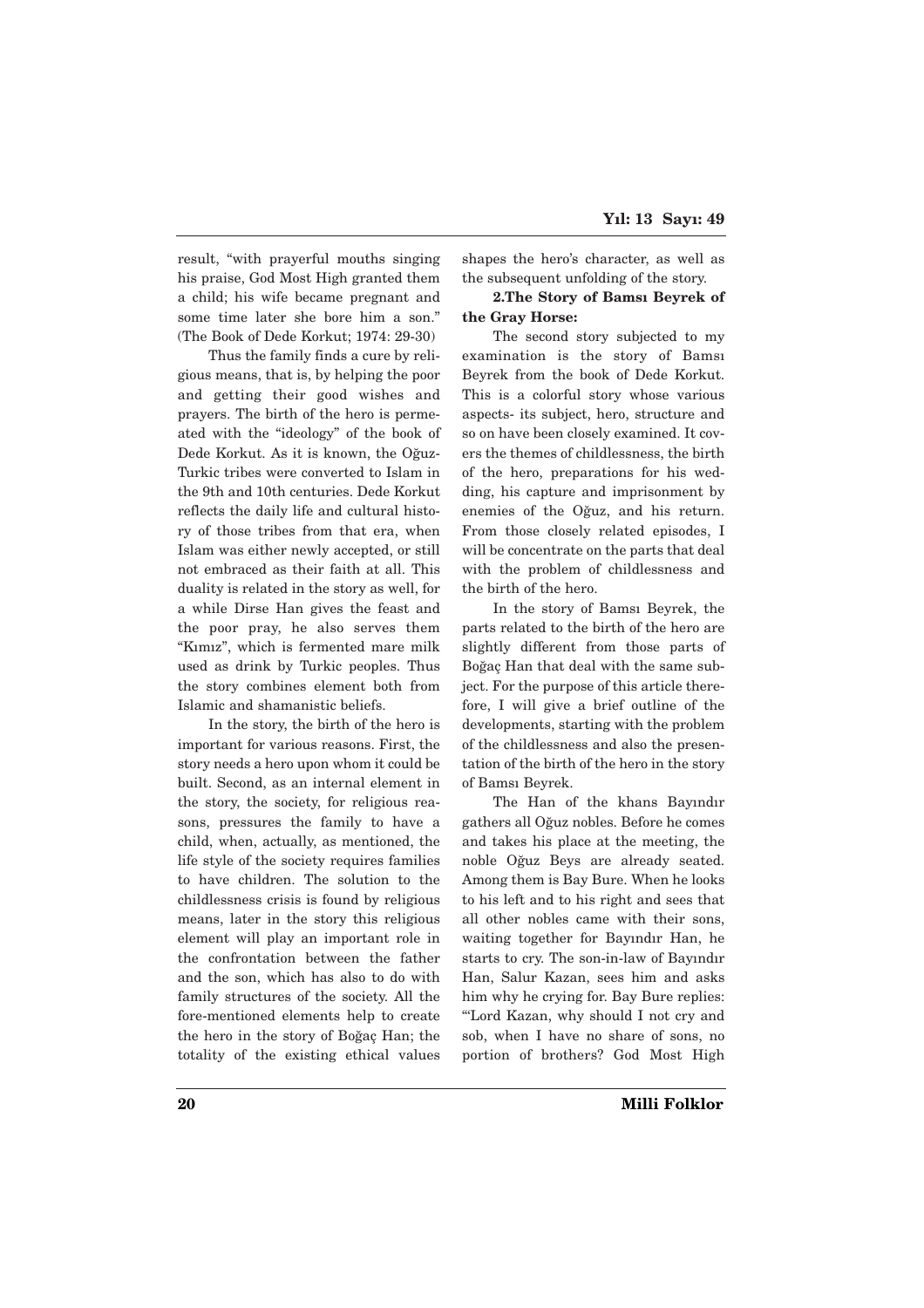result, "with prayerful mouths singing his praise, God Most High granted them a child; his wife became pregnant and some time later she bore him a son." (The Book of Dede Korkut; 1974: 29-30)

Thus the family finds a cure by religious means, that is, by helping the poor and getting their good wishes and prayers. The birth of the hero is permeated with the "ideology" of the book of Dede Korkut. As it is known, the Oğuz-Turkic tribes were converted to Islam in the 9th and 10th centuries. Dede Korkut reflects the daily life and cultural history of those tribes from that era, when Islam was either newly accepted, or still not embraced as their faith at all. This duality is related in the story as well, for a while Dirse Han gives the feast and the poor pray, he also serves them "Kımız", which is fermented mare milk used as drink by Turkic peoples. Thus the story combines element both from Islamic and shamanistic beliefs.

In the story, the birth of the hero is important for various reasons. First, the story needs a hero upon whom it could be built. Second, as an internal element in the story, the society, for religious reasons, pressures the family to have a child, when, actually, as mentioned, the life style of the society requires families to have children. The solution to the childlessness crisis is found by religious means, later in the story this religious element will play an important role in the confrontation between the father and the son, which has also to do with family structures of the society. All the fore-mentioned elements help to create the hero in the story of Boğaç Han; the totality of the existing ethical values shapes the hero's character, as well as the subsequent unfolding of the story.

**2.The Story of Bamsı Beyrek of the Gray Horse:**

The second story subjected to my examination is the story of Bamsı Beyrek from the book of Dede Korkut. This is a colorful story whose various aspects- its subject, hero, structure and so on have been closely examined. It covers the themes of childlessness, the birth of the hero, preparations for his wedding, his capture and imprisonment by enemies of the Oğuz, and his return. From those closely related episodes, I will be concentrate on the parts that deal with the problem of childlessness and the birth of the hero.

In the story of Bamsı Beyrek, the parts related to the birth of the hero are slightly different from those parts of Boğaç Han that deal with the same subject. For the purpose of this article therefore, I will give a brief outline of the developments, starting with the problem of the childlessness and also the presentation of the birth of the hero in the story of Bamsı Beyrek.

The Han of the khans Bayındır gathers all Oğuz nobles. Before he comes and takes his place at the meeting, the noble Oğuz Beys are already seated. Among them is Bay Bure. When he looks to his left and to his right and sees that all other nobles came with their sons, waiting together for Bayındır Han, he starts to cry. The son-in-law of Bayındır Han, Salur Kazan, sees him and asks him why he crying for. Bay Bure replies: "'Lord Kazan, why should I not cry and sob, when I have no share of sons, no portion of brothers? God Most High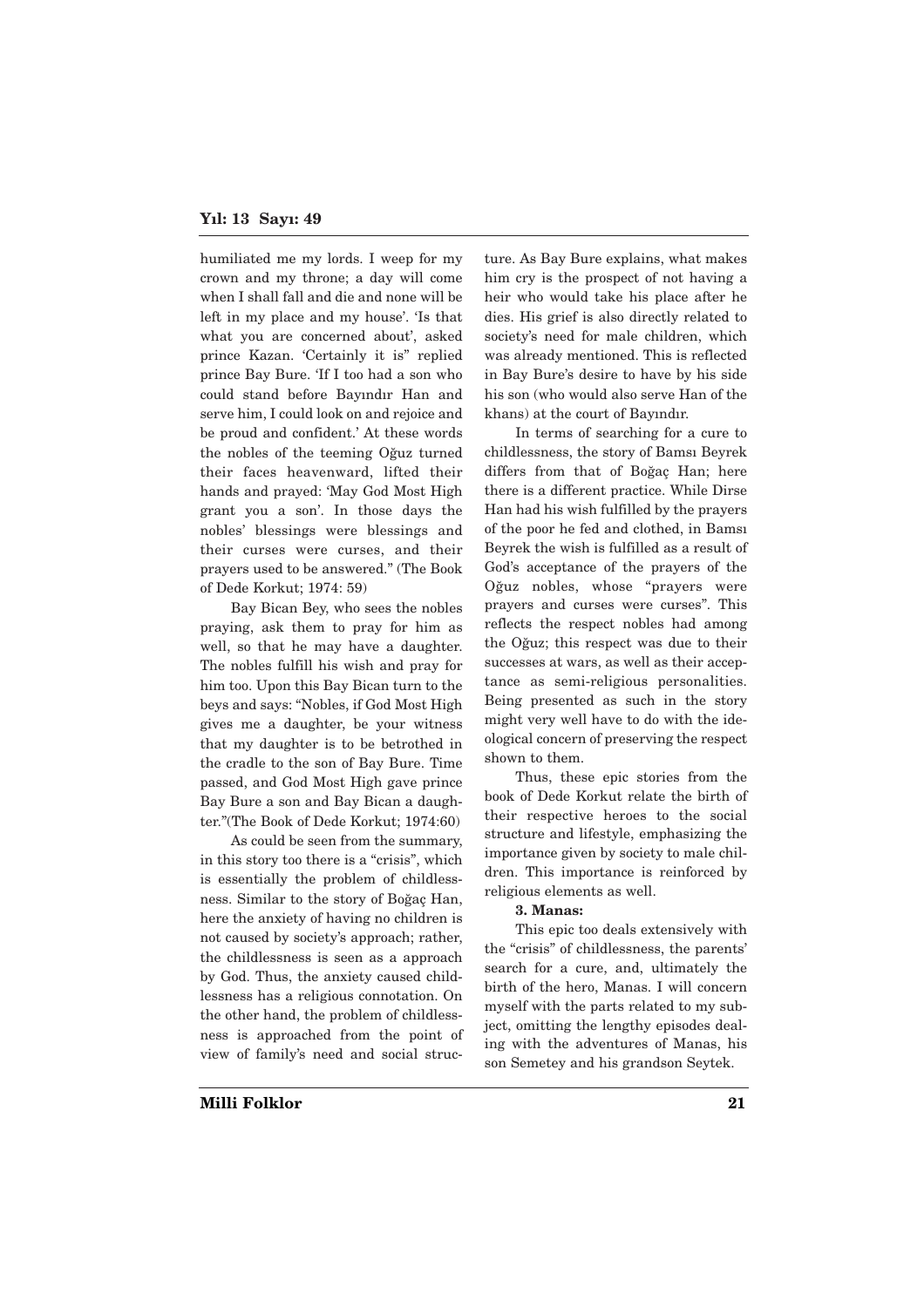humiliated me my lords. I weep for my crown and my throne; a day will come when I shall fall and die and none will be left in my place and my house'. 'Is that what you are concerned about', asked prince Kazan. 'Certainly it is" replied prince Bay Bure. 'If I too had a son who could stand before Bayındır Han and serve him, I could look on and rejoice and be proud and confident.' At these words the nobles of the teeming Oğuz turned their faces heavenward, lifted their hands and prayed: 'May God Most High grant you a son'. In those days the nobles' blessings were blessings and their curses were curses, and their prayers used to be answered." (The Book of Dede Korkut; 1974: 59)

Bay Bican Bey, who sees the nobles praying, ask them to pray for him as well, so that he may have a daughter. The nobles fulfill his wish and pray for him too. Upon this Bay Bican turn to the beys and says: "Nobles, if God Most High gives me a daughter, be your witness that my daughter is to be betrothed in the cradle to the son of Bay Bure. Time passed, and God Most High gave prince Bay Bure a son and Bay Bican a daughter."(The Book of Dede Korkut; 1974:60)

As could be seen from the summary, in this story too there is a "crisis", which is essentially the problem of childlessness. Similar to the story of Boğaç Han, here the anxiety of having no children is not caused by society's approach; rather, the childlessness is seen as a approach by God. Thus, the anxiety caused childlessness has a religious connotation. On the other hand, the problem of childlessness is approached from the point of view of family's need and social structure. As Bay Bure explains, what makes him cry is the prospect of not having a heir who would take his place after he dies. His grief is also directly related to society's need for male children, which was already mentioned. This is reflected in Bay Bure's desire to have by his side his son (who would also serve Han of the khans) at the court of Bayındır.

In terms of searching for a cure to childlessness, the story of Bamsı Beyrek differs from that of Boğaç Han; here there is a different practice. While Dirse Han had his wish fulfilled by the prayers of the poor he fed and clothed, in Bamsı Beyrek the wish is fulfilled as a result of God's acceptance of the prayers of the Oğuz nobles, whose "prayers were prayers and curses were curses". This reflects the respect nobles had among the Oğuz; this respect was due to their successes at wars, as well as their acceptance as semi-religious personalities. Being presented as such in the story might very well have to do with the ideological concern of preserving the respect shown to them.

Thus, these epic stories from the book of Dede Korkut relate the birth of their respective heroes to the social structure and lifestyle, emphasizing the importance given by society to male children. This importance is reinforced by religious elements as well.

### 3. Manas:

This epic too deals extensively with the "crisis" of childlessness, the parents' search for a cure, and, ultimately the birth of the hero, Manas. I will concern myself with the parts related to my subject, omitting the lengthy episodes dealing with the adventures of Manas, his son Semetey and his grandson Seytek.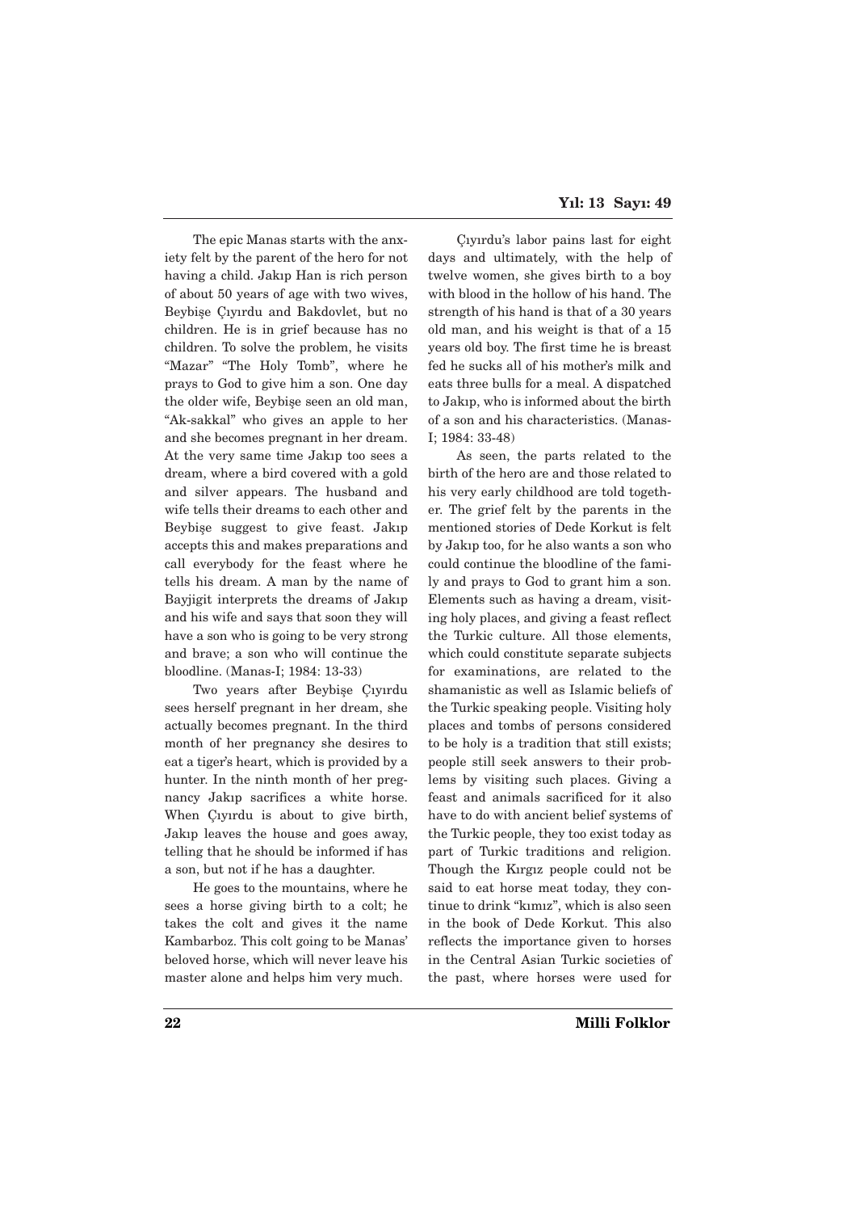The epic Manas starts with the anxiety felt by the parent of the hero for not having a child. Jakıp Han is rich person of about 50 years of age with two wives, Beybişe Çıyırdu and Bakdovlet, but no children. He is in grief because has no children. To solve the problem, he visits "Mazar" "The Holy Tomb", where he prays to God to give him a son. One day the older wife, Beybişe seen an old man, "Ak-sakkal" who gives an apple to her and she becomes pregnant in her dream. At the very same time Jakıp too sees a dream, where a bird covered with a gold and silver appears. The husband and wife tells their dreams to each other and Beybişe suggest to give feast. Jakıp accepts this and makes preparations and call everybody for the feast where he tells his dream. A man by the name of Bayjigit interprets the dreams of Jakıp and his wife and says that soon they will have a son who is going to be very strong and brave; a son who will continue the bloodline. (Manas-I; 1984: 13-33)

Two years after Beybişe Çıyırdu sees herself pregnant in her dream, she actually becomes pregnant. In the third month of her pregnancy she desires to eat a tiger's heart, which is provided by a hunter. In the ninth month of her pregnancy Jakıp sacrifices a white horse. When Çıyırdu is about to give birth, Jakıp leaves the house and goes away, telling that he should be informed if has a son, but not if he has a daughter.

He goes to the mountains, where he sees a horse giving birth to a colt; he takes the colt and gives it the name Kambarboz. This colt going to be Manas' beloved horse, which will never leave his master alone and helps him very much.

Çıyırdu's labor pains last for eight days and ultimately, with the help of twelve women, she gives birth to a boy with blood in the hollow of his hand. The strength of his hand is that of a 30 years old man, and his weight is that of a 15 years old boy. The first time he is breast fed he sucks all of his mother's milk and eats three bulls for a meal. A dispatched to Jakıp, who is informed about the birth of a son and his characteristics. (Manas-I; 1984: 33-48)

As seen, the parts related to the birth of the hero are and those related to his very early childhood are told together. The grief felt by the parents in the mentioned stories of Dede Korkut is felt by Jakıp too, for he also wants a son who could continue the bloodline of the family and prays to God to grant him a son. Elements such as having a dream, visiting holy places, and giving a feast reflect the Turkic culture. All those elements, which could constitute separate subjects for examinations, are related to the shamanistic as well as Islamic beliefs of the Turkic speaking people. Visiting holy places and tombs of persons considered to be holy is a tradition that still exists; people still seek answers to their problems by visiting such places. Giving a feast and animals sacrificed for it also have to do with ancient belief systems of the Turkic people, they too exist today as part of Turkic traditions and religion. Though the Kırgız people could not be said to eat horse meat today, they continue to drink "kımız", which is also seen in the book of Dede Korkut. This also reflects the importance given to horses in the Central Asian Turkic societies of the past, where horses were used for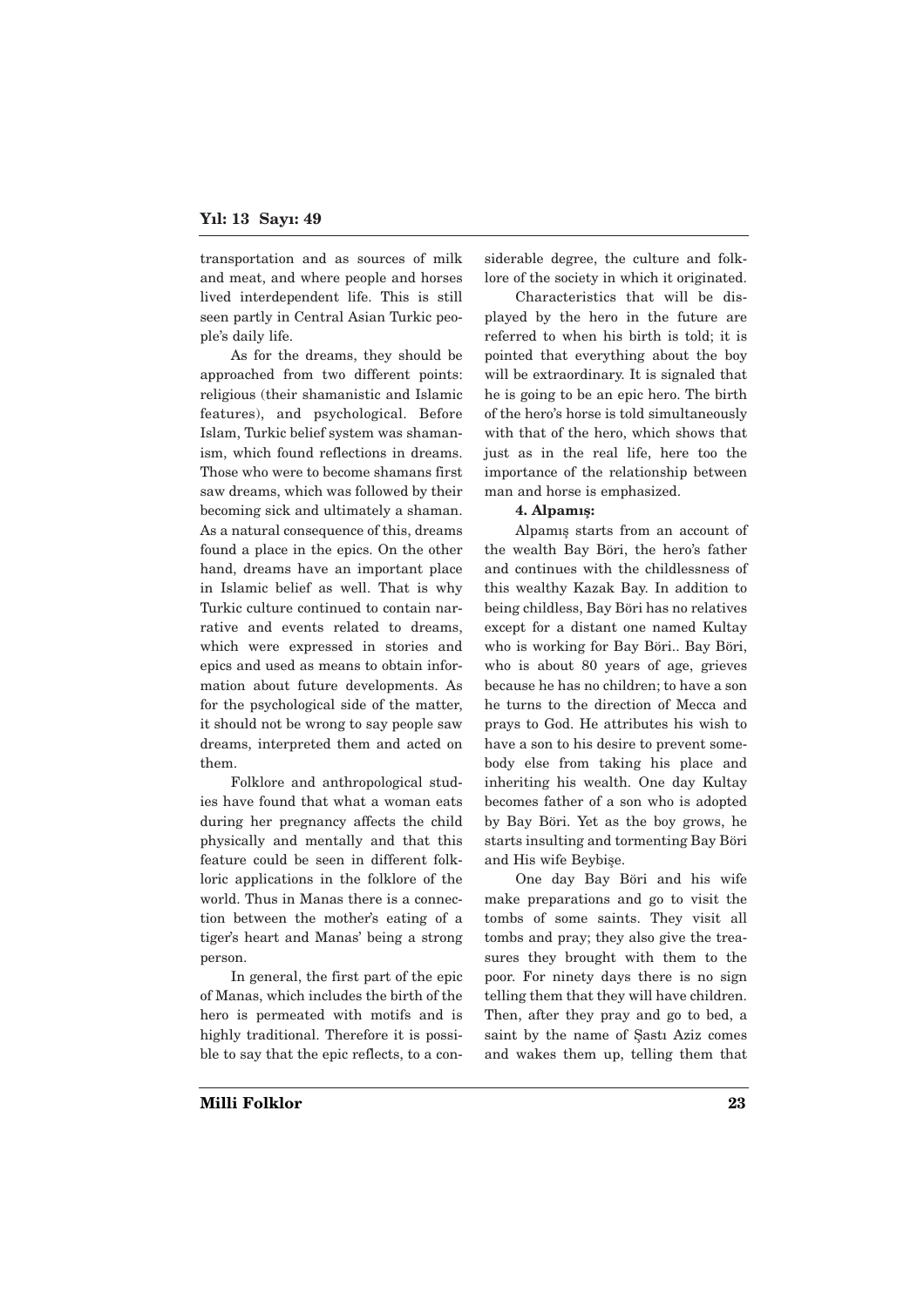transportation and as sources of milk and meat, and where people and horses lived interdependent life. This is still seen partly in Central Asian Turkic people's daily life.

As for the dreams, they should be approached from two different points: religious (their shamanistic and Islamic features), and psychological. Before Islam, Turkic belief system was shamanism, which found reflections in dreams. Those who were to become shamans first saw dreams, which was followed by their becoming sick and ultimately a shaman. As a natural consequence of this, dreams found a place in the epics. On the other hand, dreams have an important place in Islamic belief as well. That is why Turkic culture continued to contain narrative and events related to dreams, which were expressed in stories and epics and used as means to obtain information about future developments. As for the psychological side of the matter, it should not be wrong to say people saw dreams, interpreted them and acted on them.

Folklore and anthropological studies have found that what a woman eats during her pregnancy affects the child physically and mentally and that this feature could be seen in different folkloric applications in the folklore of the world. Thus in Manas there is a connection between the mother's eating of a tiger's heart and Manas' being a strong person.

In general, the first part of the epic of Manas, which includes the birth of the hero is permeated with motifs and is highly traditional. Therefore it is possible to say that the epic reflects, to a considerable degree, the culture and folklore of the society in which it originated.

Characteristics that will be displayed by the hero in the future are referred to when his birth is told; it is pointed that everything about the boy will be extraordinary. It is signaled that he is going to be an epic hero. The birth of the hero's horse is told simultaneously with that of the hero, which shows that just as in the real life, here too the importance of the relationship between man and horse is emphasized.

**4. Alpamış:**

Alpamış starts from an account of the wealth Bay Böri, the hero's father and continues with the childlessness of this wealthy Kazak Bay. In addition to being childless, Bay Böri has no relatives except for a distant one named Kultay who is working for Bay Böri.. Bay Böri, who is about 80 years of age, grieves because he has no children; to have a son he turns to the direction of Mecca and prays to God. He attributes his wish to have a son to his desire to prevent somebody else from taking his place and inheriting his wealth. One day Kultay becomes father of a son who is adopted by Bay Böri. Yet as the boy grows, he starts insulting and tormenting Bay Böri and His wife Beybişe.

One day Bay Böri and his wife make preparations and go to visit the tombs of some saints. They visit all tombs and pray; they also give the treasures they brought with them to the poor. For ninety days there is no sign telling them that they will have children. Then, after they pray and go to bed, a saint by the name of Şastı Aziz comes and wakes them up, telling them that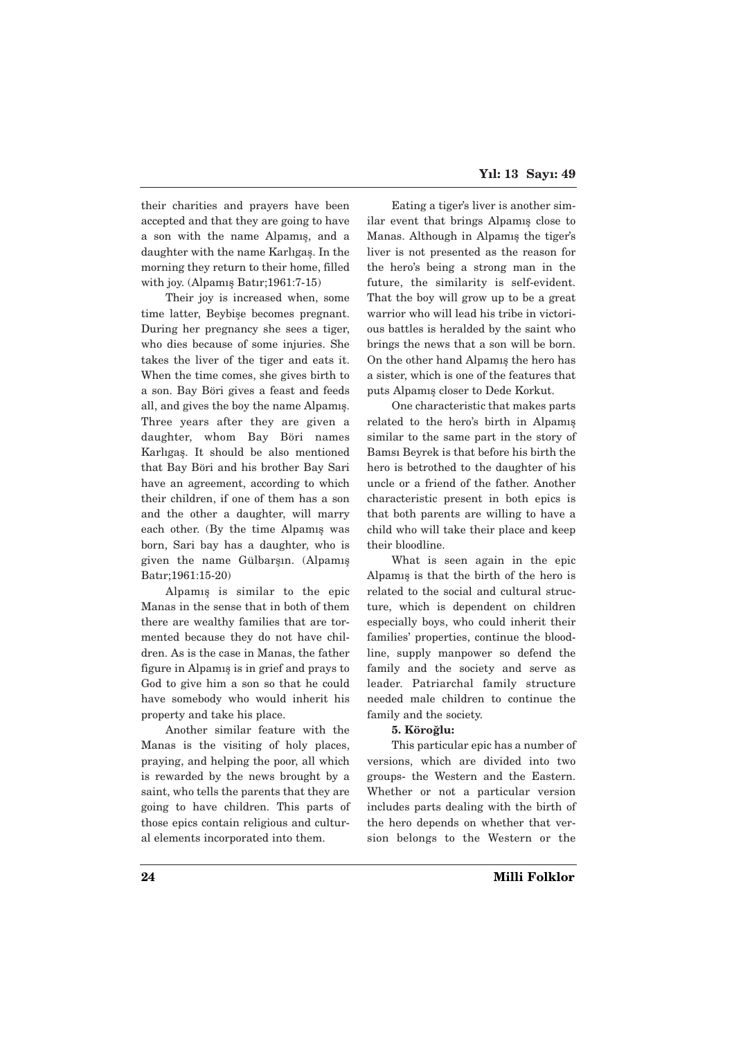their charities and prayers have been accepted and that they are going to have a son with the name Alpamış, and a daughter with the name Karlıgaş. In the morning they return to their home, filled with joy. (Alpamış Batır;1961:7-15)

Their joy is increased when, some time latter, Beybişe becomes pregnant. During her pregnancy she sees a tiger, who dies because of some injuries. She takes the liver of the tiger and eats it. When the time comes, she gives birth to a son. Bay Böri gives a feast and feeds all, and gives the boy the name Alpamış. Three years after they are given a daughter, whom Bay Böri names Karlıgaş. It should be also mentioned that Bay Böri and his brother Bay Sari have an agreement, according to which their children, if one of them has a son and the other a daughter, will marry each other. (By the time Alpamış was born, Sari bay has a daughter, who is given the name Gülbarşın. (Alpamış Batır;1961:15-20)

Alpamış is similar to the epic Manas in the sense that in both of them there are wealthy families that are tormented because they do not have children. As is the case in Manas, the father figure in Alpamış is in grief and prays to God to give him a son so that he could have somebody who would inherit his property and take his place.

Another similar feature with the Manas is the visiting of holy places, praying, and helping the poor, all which is rewarded by the news brought by a saint, who tells the parents that they are going to have children. This parts of those epics contain religious and cultural elements incorporated into them.

Eating a tiger's liver is another similar event that brings Alpamış close to Manas. Although in Alpamış the tiger's liver is not presented as the reason for the hero's being a strong man in the future, the similarity is self-evident. That the boy will grow up to be a great warrior who will lead his tribe in victorious battles is heralded by the saint who brings the news that a son will be born. On the other hand Alpamış the hero has a sister, which is one of the features that puts Alpamış closer to Dede Korkut.

One characteristic that makes parts related to the hero's birth in Alpamış similar to the same part in the story of Bamsı Beyrek is that before his birth the hero is betrothed to the daughter of his uncle or a friend of the father. Another characteristic present in both epics is that both parents are willing to have a child who will take their place and keep their bloodline.

What is seen again in the epic Alpamış is that the birth of the hero is related to the social and cultural structure, which is dependent on children especially boys, who could inherit their families' properties, continue the bloodline, supply manpower so defend the family and the society and serve as leader. Patriarchal family structure needed male children to continue the family and the society.

**5. Köroğlu:**

This particular epic has a number of versions, which are divided into two groups- the Western and the Eastern. Whether or not a particular version includes parts dealing with the birth of the hero depends on whether that version belongs to the Western or the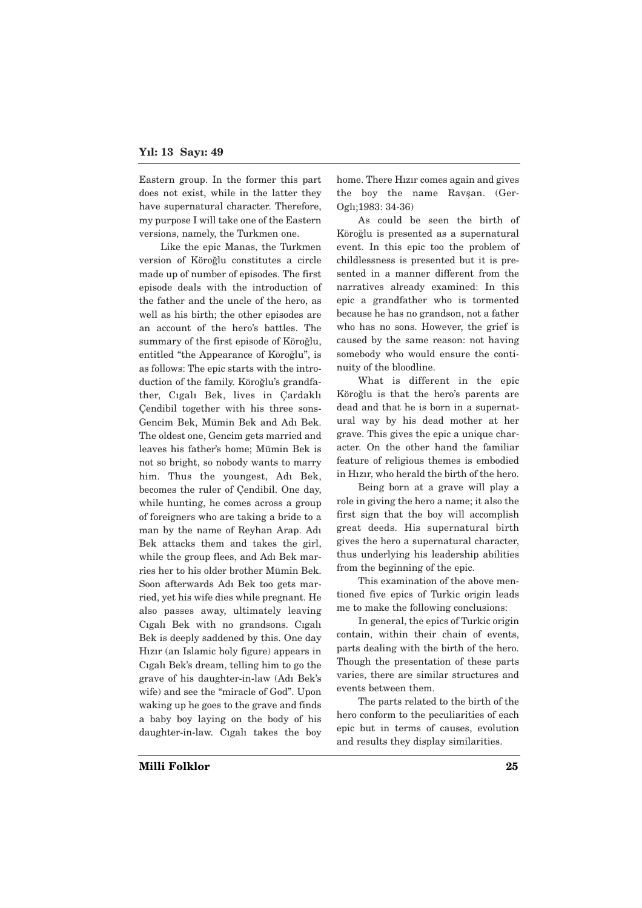Eastern group. In the former this part does not exist, while in the latter they have supernatural character. Therefore, my purpose I will take one of the Eastern versions, namely, the Turkmen one.

Like the epic Manas, the Turkmen version of Köroğlu constitutes a circle made up of number of episodes. The first episode deals with the introduction of the father and the uncle of the hero, as well as his birth; the other episodes are an account of the hero's battles. The summary of the first episode of Köroğlu, entitled "the Appearance of Köroğlu", is as follows: The epic starts with the introduction of the family. Köroğlu's grandfather, Cıgalı Bek, lives in Çardaklı Çendibil together with his three sons- Gencim Bek, Mümin Bek and Adı Bek. The oldest one, Gencim gets married and leaves his father's home; Mümin Bek is not so bright, so nobody wants to marry him. Thus the youngest, Adı Bek, becomes the ruler of Çendibil. One day, while hunting, he comes across a group of foreigners who are taking a bride to a man by the name of Reyhan Arap. Adı Bek attacks them and takes the girl, while the group flees, and Adı Bek marries her to his older brother Mümin Bek. Soon afterwards Adı Bek too gets married, yet his wife dies while pregnant. He also passes away, ultimately leaving Cıgalı Bek with no grandsons. Cıgalı Bek is deeply saddened by this. One day Hızır (an Islamic holy figure) appears in Cıgalı Bek's dream, telling him to go the grave of his daughter-in-law (Adı Bek's wife) and see the "miracle of God". Upon waking up he goes to the grave and finds a baby boy laying on the body of his daughter-in-law. Cıgalı takes the boy home. There Hızır comes again and gives the boy the name Ravşan. (Ger-Oglı;1983: 34-36)

As could be seen the birth of Köroğlu is presented as a supernatural event. In this epic too the problem of childlessness is presented but it is presented in a manner different from the narratives already examined: In this epic a grandfather who is tormented because he has no grandson, not a father who has no sons. However, the grief is caused by the same reason: not having somebody who would ensure the continuity of the bloodline.

What is different in the epic Köroğlu is that the hero's parents are dead and that he is born in a supernatural way by his dead mother at her grave. This gives the epic a unique character. On the other hand the familiar feature of religious themes is embodied in Hızır, who herald the birth of the hero.

Being born at a grave will play a role in giving the hero a name; it also the first sign that the boy will accomplish great deeds. His supernatural birth gives the hero a supernatural character, thus underlying his leadership abilities from the beginning of the epic.

This examination of the above mentioned five epics of Turkic origin leads me to make the following conclusions:

In general, the epics of Turkic origin contain, within their chain of events, parts dealing with the birth of the hero. Though the presentation of these parts varies, there are similar structures and events between them.

The parts related to the birth of the hero conform to the peculiarities of each epic but in terms of causes, evolution and results they display similarities.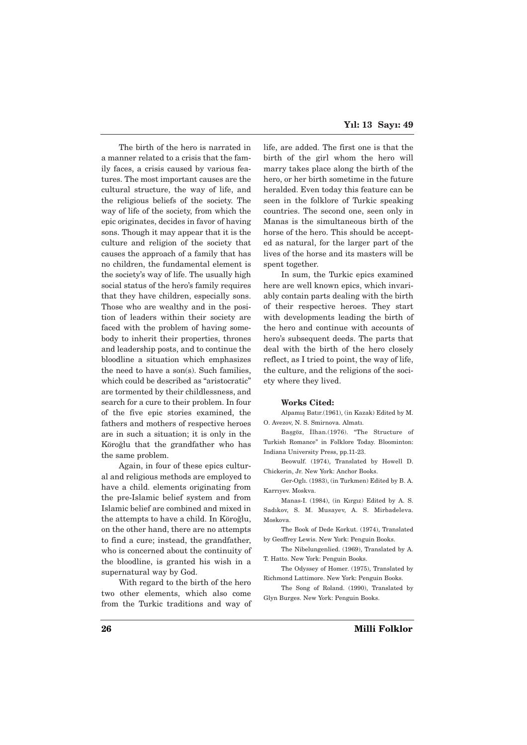The birth of the hero is narrated in a manner related to a crisis that the family faces, a crisis caused by various features. The most important causes are the cultural structure, the way of life, and the religious beliefs of the society. The way of life of the society, from which the epic originates, decides in favor of having sons. Though it may appear that it is the culture and religion of the society that causes the approach of a family that has no children, the fundamental element is the society's way of life. The usually high social status of the hero's family requires that they have children, especially sons. Those who are wealthy and in the position of leaders within their society are faced with the problem of having somebody to inherit their properties, thrones and leadership posts, and to continue the bloodline a situation which emphasizes the need to have a son(s). Such families, which could be described as "aristocratic" are tormented by their childlessness, and search for a cure to their problem. In four of the five epic stories examined, the fathers and mothers of respective heroes are in such a situation; it is only in the Köroğlu that the grandfather who has the same problem.

Again, in four of these epics cultural and religious methods are employed to have a child. elements originating from the pre-Islamic belief system and from Islamic belief are combined and mixed in the attempts to have a child. In Köroğlu, on the other hand, there are no attempts to find a cure; instead, the grandfather, who is concerned about the continuity of the bloodline, is granted his wish in a supernatural way by God.

With regard to the birth of the hero two other elements, which also come from the Turkic traditions and way of life, are added. The first one is that the birth of the girl whom the hero will marry takes place along the birth of the hero, or her birth sometime in the future heralded. Even today this feature can be seen in the folklore of Turkic speaking countries. The second one, seen only in Manas is the simultaneous birth of the horse of the hero. This should be accepted as natural, for the larger part of the lives of the horse and its masters will be spent together.

In sum, the Turkic epics examined here are well known epics, which invariably contain parts dealing with the birth of their respective heroes. They start with developments leading the birth of the hero and continue with accounts of hero's subsequent deeds. The parts that deal with the birth of the hero closely reflect, as I tried to point, the way of life, the culture, and the religions of the society where they lived.

**Works Cited:**

Alpamış Batır.(1961), (in Kazak) Edited by M. O. Avezov, N. S. Smirnova. Almatı.

Başgöz, İlhan.(1976). "The Structure of Turkish Romance" in Folklore Today. Bloominton: Indiana University Press, pp.11-23.

Beowulf. (1974), Translated by Howell D. Chickerin, Jr. New York: Anchor Books.

Ger-Oglı. (1983), (in Turkmen) Edited by B. A. Karrıyev. Moskva.

Manas-I. (1984), (in Kırgız) Edited by A. S. Sadıkov, S. M. Musayev, A. S. Mirbadeleva. Moskova.

The Book of Dede Korkut. (1974), Translated by Geoffrey Lewis. New York: Penguin Books.

The Nibelungenlied. (1969), Translated by A. T. Hatto. New York: Penguin Books.

The Odyssey of Homer. (1975), Translated by Richmond Lattimore. New York: Penguin Books.

The Song of Roland. (1990), Translated by Glyn Burges. New York: Penguin Books.